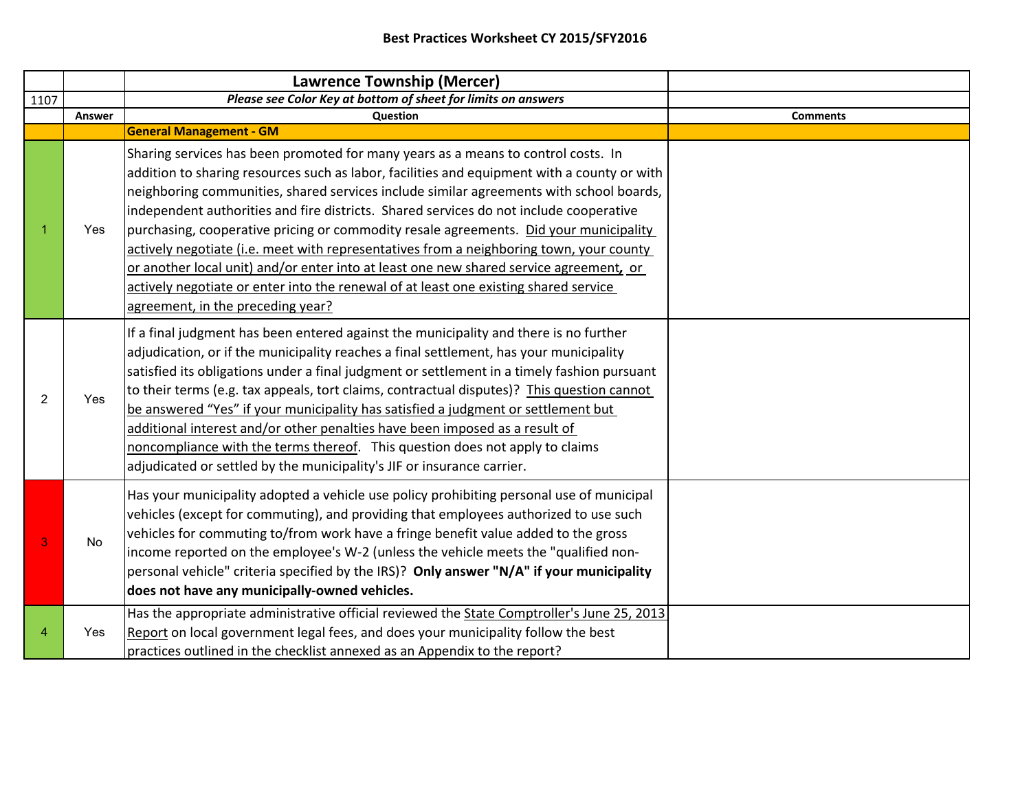# Best Practices Worksheet CY 2015/SFY2016

| | | Lawrence Township (Mercer) | |
|---|---|---|---|
| 1107 | | *Please see Color Key at bottom of sheet for limits on answers* | |
| | **Answer** | **Question** | **Comments** |
| | | **General Management - GM** | |
| 1 | Yes | Sharing services has been promoted for many years as a means to control costs. In addition to sharing resources such as labor, facilities and equipment with a county or with neighboring communities, shared services include similar agreements with school boards, independent authorities and fire districts. Shared services do not include cooperative purchasing, cooperative pricing or commodity resale agreements. Did your municipality actively negotiate (i.e. meet with representatives from a neighboring town, your county or another local unit) and/or enter into at least one new shared service agreement, or actively negotiate or enter into the renewal of at least one existing shared service agreement, in the preceding year? | |
| 2 | Yes | If a final judgment has been entered against the municipality and there is no further adjudication, or if the municipality reaches a final settlement, has your municipality satisfied its obligations under a final judgment or settlement in a timely fashion pursuant to their terms (e.g. tax appeals, tort claims, contractual disputes)? This question cannot be answered "Yes" if your municipality has satisfied a judgment or settlement but additional interest and/or other penalties have been imposed as a result of noncompliance with the terms thereof. This question does not apply to claims adjudicated or settled by the municipality's JIF or insurance carrier. | |
| 3 | No | Has your municipality adopted a vehicle use policy prohibiting personal use of municipal vehicles (except for commuting), and providing that employees authorized to use such vehicles for commuting to/from work have a fringe benefit value added to the gross income reported on the employee's W-2 (unless the vehicle meets the "qualified non-personal vehicle" criteria specified by the IRS)? **Only answer "N/A" if your municipality does not have any municipally-owned vehicles.** | |
| 4 | Yes | Has the appropriate administrative official reviewed the State Comptroller's June 25, 2013 Report on local government legal fees, and does your municipality follow the best practices outlined in the checklist annexed as an Appendix to the report? | |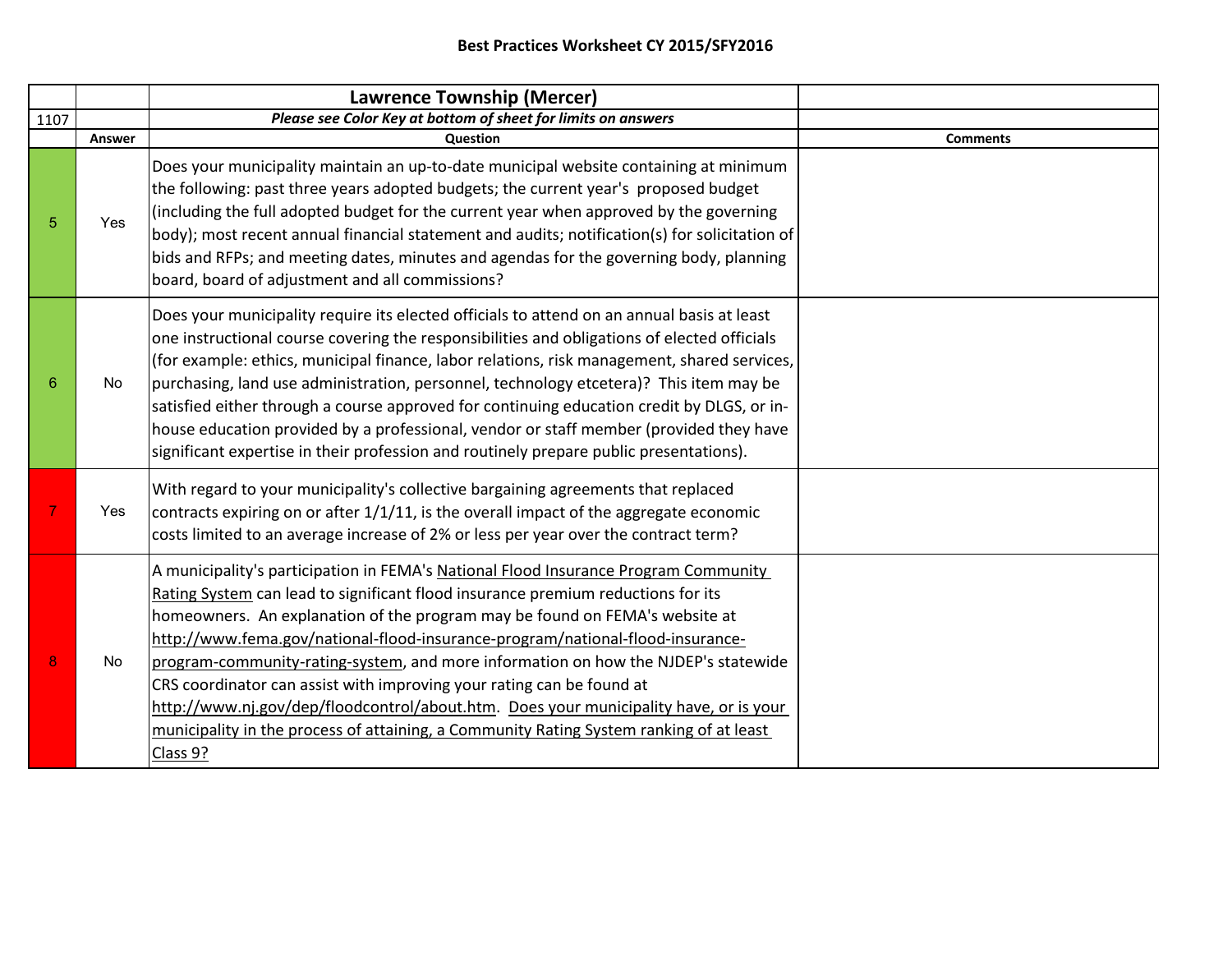**Best Practices Worksheet CY 2015/SFY2016**

| | | **Lawrence Township (Mercer)** | |
|---|---|---|---|
| 1107 | | ***Please see Color Key at bottom of sheet for limits on answers*** | |
| | **Answer** | **Question** | **Comments** |
| 5 | Yes | Does your municipality maintain an up-to-date municipal website containing at minimum the following: past three years adopted budgets; the current year's proposed budget (including the full adopted budget for the current year when approved by the governing body); most recent annual financial statement and audits; notification(s) for solicitation of bids and RFPs; and meeting dates, minutes and agendas for the governing body, planning board, board of adjustment and all commissions? | |
| 6 | No | Does your municipality require its elected officials to attend on an annual basis at least one instructional course covering the responsibilities and obligations of elected officials (for example: ethics, municipal finance, labor relations, risk management, shared services, purchasing, land use administration, personnel, technology etcetera)? This item may be satisfied either through a course approved for continuing education credit by DLGS, or in-house education provided by a professional, vendor or staff member (provided they have significant expertise in their profession and routinely prepare public presentations). | |
| 7 | Yes | With regard to your municipality's collective bargaining agreements that replaced contracts expiring on or after 1/1/11, is the overall impact of the aggregate economic costs limited to an average increase of 2% or less per year over the contract term? | |
| 8 | No | A municipality's participation in FEMA's National Flood Insurance Program Community Rating System can lead to significant flood insurance premium reductions for its homeowners. An explanation of the program may be found on FEMA's website at http://www.fema.gov/national-flood-insurance-program/national-flood-insurance-program-community-rating-system, and more information on how the NJDEP's statewide CRS coordinator can assist with improving your rating can be found at http://www.nj.gov/dep/floodcontrol/about.htm. Does your municipality have, or is your municipality in the process of attaining, a Community Rating System ranking of at least Class 9? | |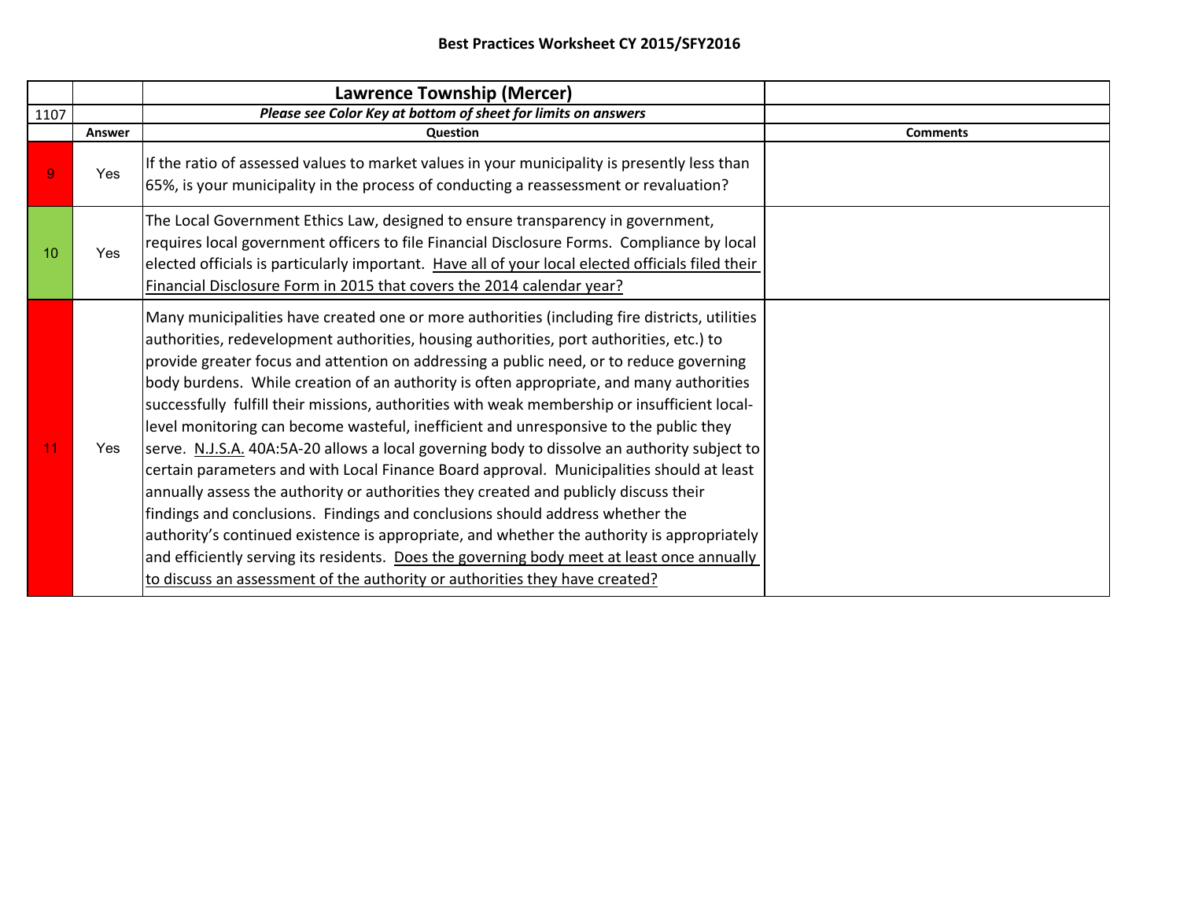## Best Practices Worksheet CY 2015/SFY2016

| | | **Lawrence Township (Mercer)** | |
|---|---|---|---|
| 1107 | | ***Please see Color Key at bottom of sheet for limits on answers*** | |
| | **Answer** | **Question** | **Comments** |
| 9 | Yes | If the ratio of assessed values to market values in your municipality is presently less than 65%, is your municipality in the process of conducting a reassessment or revaluation? | |
| 10 | Yes | The Local Government Ethics Law, designed to ensure transparency in government, requires local government officers to file Financial Disclosure Forms. Compliance by local elected officials is particularly important. <u>Have all of your local elected officials filed their Financial Disclosure Form in 2015 that covers the 2014 calendar year?</u> | |
| 11 | Yes | Many municipalities have created one or more authorities (including fire districts, utilities authorities, redevelopment authorities, housing authorities, port authorities, etc.) to provide greater focus and attention on addressing a public need, or to reduce governing body burdens. While creation of an authority is often appropriate, and many authorities successfully fulfill their missions, authorities with weak membership or insufficient local-level monitoring can become wasteful, inefficient and unresponsive to the public they serve. <u>N.J.S.A.</u> 40A:5A-20 allows a local governing body to dissolve an authority subject to certain parameters and with Local Finance Board approval. Municipalities should at least annually assess the authority or authorities they created and publicly discuss their findings and conclusions. Findings and conclusions should address whether the authority's continued existence is appropriate, and whether the authority is appropriately and efficiently serving its residents. <u>Does the governing body meet at least once annually to discuss an assessment of the authority or authorities they have created?</u> | |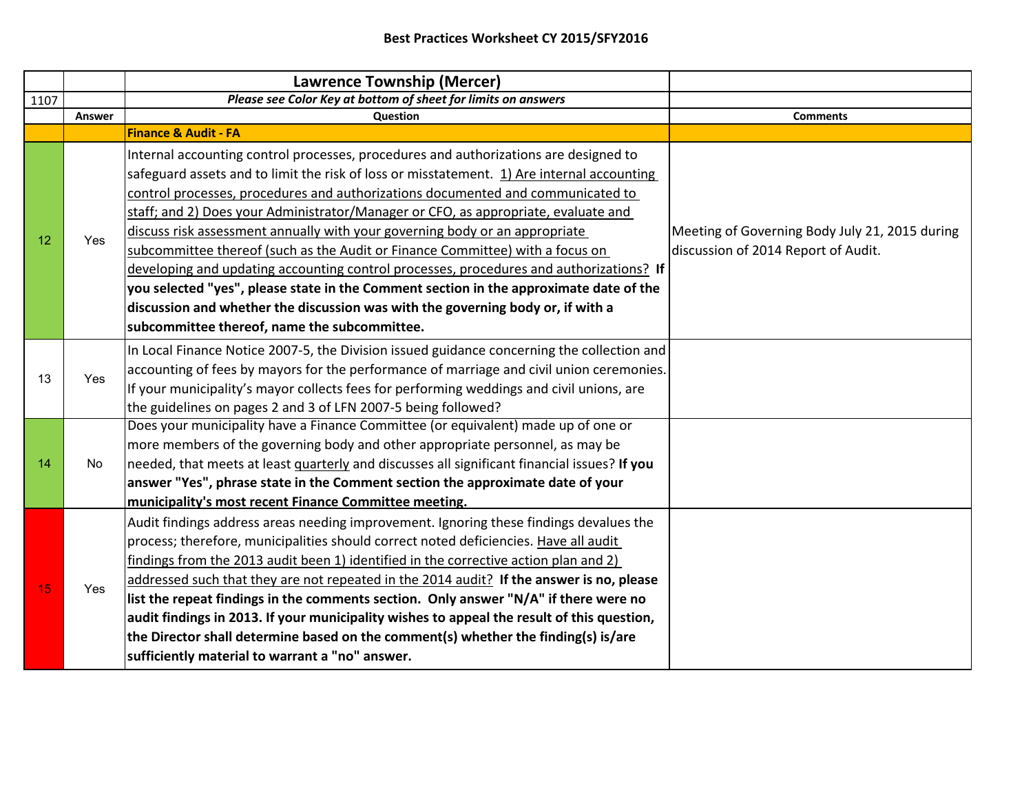## Best Practices Worksheet CY 2015/SFY2016

| | | Lawrence Township (Mercer) | |
|---|---|---|---|
| 1107 | | *Please see Color Key at bottom of sheet for limits on answers* | |
| | **Answer** | **Question** | **Comments** |
| | | **Finance & Audit - FA** | |
| 12 | Yes | Internal accounting control processes, procedures and authorizations are designed to safeguard assets and to limit the risk of loss or misstatement. 1) Are internal accounting control processes, procedures and authorizations documented and communicated to staff; and 2) Does your Administrator/Manager or CFO, as appropriate, evaluate and discuss risk assessment annually with your governing body or an appropriate subcommittee thereof (such as the Audit or Finance Committee) with a focus on developing and updating accounting control processes, procedures and authorizations? **If you selected "yes", please state in the Comment section in the approximate date of the discussion and whether the discussion was with the governing body or, if with a subcommittee thereof, name the subcommittee.** | Meeting of Governing Body July 21, 2015 during discussion of 2014 Report of Audit. |
| 13 | Yes | In Local Finance Notice 2007-5, the Division issued guidance concerning the collection and accounting of fees by mayors for the performance of marriage and civil union ceremonies. If your municipality's mayor collects fees for performing weddings and civil unions, are the guidelines on pages 2 and 3 of LFN 2007-5 being followed? | |
| 14 | No | Does your municipality have a Finance Committee (or equivalent) made up of one or more members of the governing body and other appropriate personnel, as may be needed, that meets at least quarterly and discusses all significant financial issues? **If you answer "Yes", phrase state in the Comment section the approximate date of your municipality's most recent Finance Committee meeting.** | |
| 15 | Yes | Audit findings address areas needing improvement. Ignoring these findings devalues the process; therefore, municipalities should correct noted deficiencies. Have all audit findings from the 2013 audit been 1) identified in the corrective action plan and 2) addressed such that they are not repeated in the 2014 audit? **If the answer is no, please list the repeat findings in the comments section. Only answer "N/A" if there were no audit findings in 2013. If your municipality wishes to appeal the result of this question, the Director shall determine based on the comment(s) whether the finding(s) is/are sufficiently material to warrant a "no" answer.** | |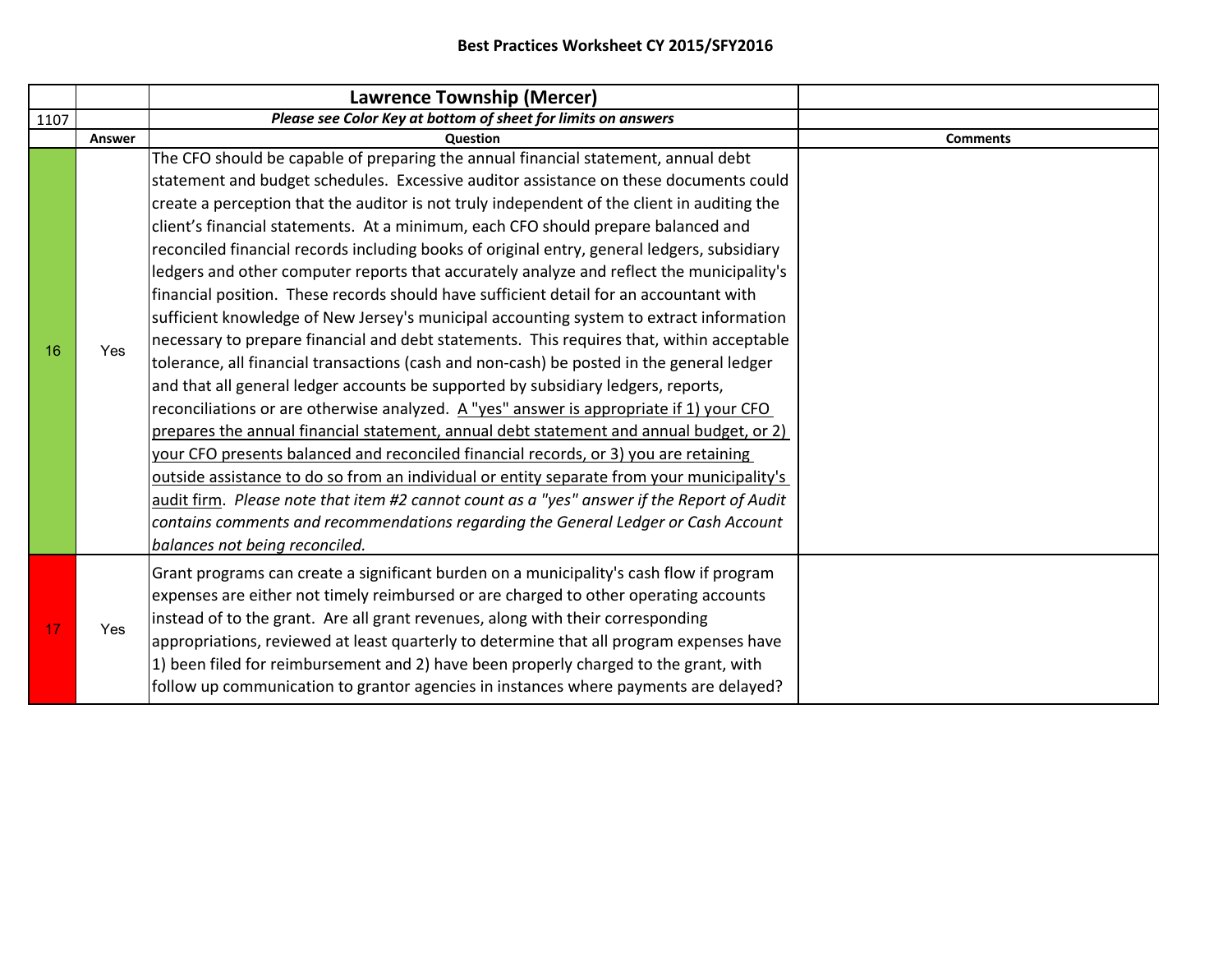## Best Practices Worksheet CY 2015/SFY2016

| | | **Lawrence Township (Mercer)** | |
|---|---|---|---|
| 1107 | | ***Please see Color Key at bottom of sheet for limits on answers*** | |
| | **Answer** | **Question** | **Comments** |
| 16 | Yes | The CFO should be capable of preparing the annual financial statement, annual debt statement and budget schedules. Excessive auditor assistance on these documents could create a perception that the auditor is not truly independent of the client in auditing the client's financial statements. At a minimum, each CFO should prepare balanced and reconciled financial records including books of original entry, general ledgers, subsidiary ledgers and other computer reports that accurately analyze and reflect the municipality's financial position. These records should have sufficient detail for an accountant with sufficient knowledge of New Jersey's municipal accounting system to extract information necessary to prepare financial and debt statements. This requires that, within acceptable tolerance, all financial transactions (cash and non-cash) be posted in the general ledger and that all general ledger accounts be supported by subsidiary ledgers, reports, reconciliations or are otherwise analyzed. A "yes" answer is appropriate if 1) your CFO prepares the annual financial statement, annual debt statement and annual budget, or 2) your CFO presents balanced and reconciled financial records, or 3) you are retaining outside assistance to do so from an individual or entity separate from your municipality's audit firm. *Please note that item #2 cannot count as a "yes" answer if the Report of Audit contains comments and recommendations regarding the General Ledger or Cash Account balances not being reconciled.* | |
| 17 | Yes | Grant programs can create a significant burden on a municipality's cash flow if program expenses are either not timely reimbursed or are charged to other operating accounts instead of to the grant. Are all grant revenues, along with their corresponding appropriations, reviewed at least quarterly to determine that all program expenses have 1) been filed for reimbursement and 2) have been properly charged to the grant, with follow up communication to grantor agencies in instances where payments are delayed? | |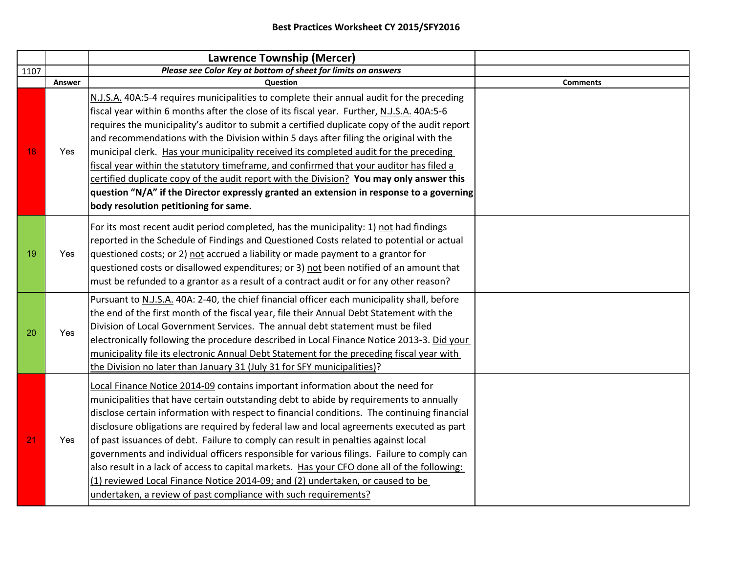# Best Practices Worksheet CY 2015/SFY2016

| | | Lawrence Township (Mercer) | |
|---|---|---|---|
| 1107 | | ***Please see Color Key at bottom of sheet for limits on answers*** | |
| | **Answer** | **Question** | **Comments** |
| 18 | Yes | N.J.S.A. 40A:5-4 requires municipalities to complete their annual audit for the preceding fiscal year within 6 months after the close of its fiscal year. Further, N.J.S.A. 40A:5-6 requires the municipality's auditor to submit a certified duplicate copy of the audit report and recommendations with the Division within 5 days after filing the original with the municipal clerk. Has your municipality received its completed audit for the preceding fiscal year within the statutory timeframe, and confirmed that your auditor has filed a certified duplicate copy of the audit report with the Division? **You may only answer this question "N/A" if the Director expressly granted an extension in response to a governing body resolution petitioning for same.** | |
| 19 | Yes | For its most recent audit period completed, has the municipality: 1) not had findings reported in the Schedule of Findings and Questioned Costs related to potential or actual questioned costs; or 2) not accrued a liability or made payment to a grantor for questioned costs or disallowed expenditures; or 3) not been notified of an amount that must be refunded to a grantor as a result of a contract audit or for any other reason? | |
| 20 | Yes | Pursuant to N.J.S.A. 40A: 2-40, the chief financial officer each municipality shall, before the end of the first month of the fiscal year, file their Annual Debt Statement with the Division of Local Government Services. The annual debt statement must be filed electronically following the procedure described in Local Finance Notice 2013-3. Did your municipality file its electronic Annual Debt Statement for the preceding fiscal year with the Division no later than January 31 (July 31 for SFY municipalities)? | |
| 21 | Yes | Local Finance Notice 2014-09 contains important information about the need for municipalities that have certain outstanding debt to abide by requirements to annually disclose certain information with respect to financial conditions. The continuing financial disclosure obligations are required by federal law and local agreements executed as part of past issuances of debt. Failure to comply can result in penalties against local governments and individual officers responsible for various filings. Failure to comply can also result in a lack of access to capital markets. Has your CFO done all of the following: (1) reviewed Local Finance Notice 2014-09; and (2) undertaken, or caused to be undertaken, a review of past compliance with such requirements? | |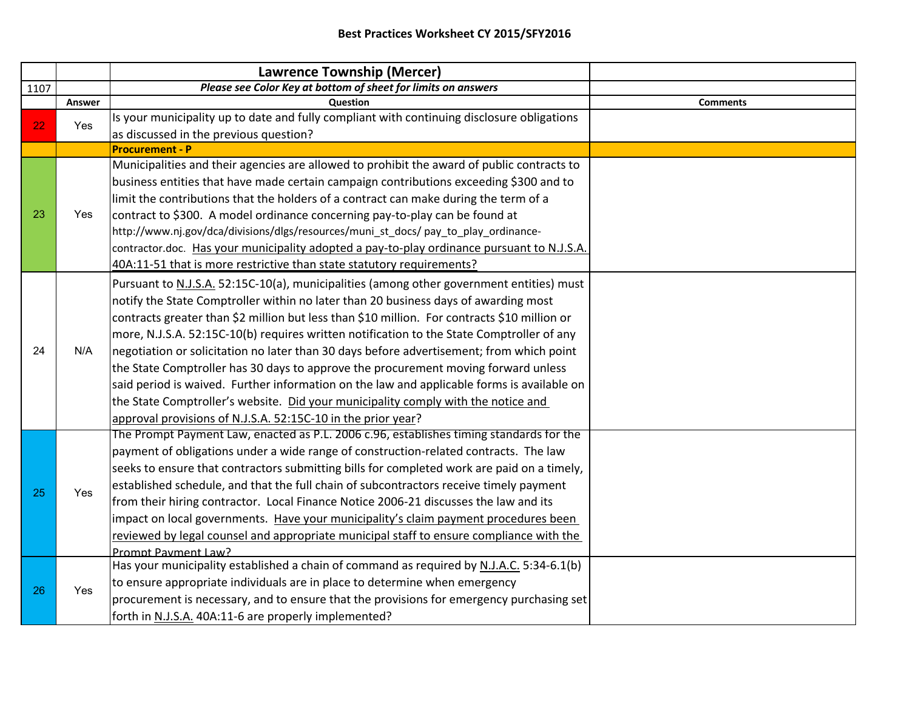## Best Practices Worksheet CY 2015/SFY2016

| | | Lawrence Township (Mercer) | |
|---|---|---|---|
| 1107 | | *Please see Color Key at bottom of sheet for limits on answers* | |
| | **Answer** | **Question** | **Comments** |
| 22 | Yes | Is your municipality up to date and fully compliant with continuing disclosure obligations as discussed in the previous question? | |
| | | **Procurement - P** | |
| 23 | Yes | Municipalities and their agencies are allowed to prohibit the award of public contracts to business entities that have made certain campaign contributions exceeding $300 and to limit the contributions that the holders of a contract can make during the term of a contract to $300. A model ordinance concerning pay-to-play can be found at http://www.nj.gov/dca/divisions/dlgs/resources/muni_st_docs/ pay_to_play_ordinance-contractor.doc. Has your municipality adopted a pay-to-play ordinance pursuant to N.J.S.A. 40A:11-51 that is more restrictive than state statutory requirements? | |
| 24 | N/A | Pursuant to N.J.S.A. 52:15C-10(a), municipalities (among other government entities) must notify the State Comptroller within no later than 20 business days of awarding most contracts greater than $2 million but less than $10 million. For contracts $10 million or more, N.J.S.A. 52:15C-10(b) requires written notification to the State Comptroller of any negotiation or solicitation no later than 30 days before advertisement; from which point the State Comptroller has 30 days to approve the procurement moving forward unless said period is waived. Further information on the law and applicable forms is available on the State Comptroller's website. Did your municipality comply with the notice and approval provisions of N.J.S.A. 52:15C-10 in the prior year? | |
| 25 | Yes | The Prompt Payment Law, enacted as P.L. 2006 c.96, establishes timing standards for the payment of obligations under a wide range of construction-related contracts. The law seeks to ensure that contractors submitting bills for completed work are paid on a timely, established schedule, and that the full chain of subcontractors receive timely payment from their hiring contractor. Local Finance Notice 2006-21 discusses the law and its impact on local governments. Have your municipality's claim payment procedures been reviewed by legal counsel and appropriate municipal staff to ensure compliance with the Prompt Payment Law? | |
| 26 | Yes | Has your municipality established a chain of command as required by N.J.A.C. 5:34-6.1(b) to ensure appropriate individuals are in place to determine when emergency procurement is necessary, and to ensure that the provisions for emergency purchasing set forth in N.J.S.A. 40A:11-6 are properly implemented? | |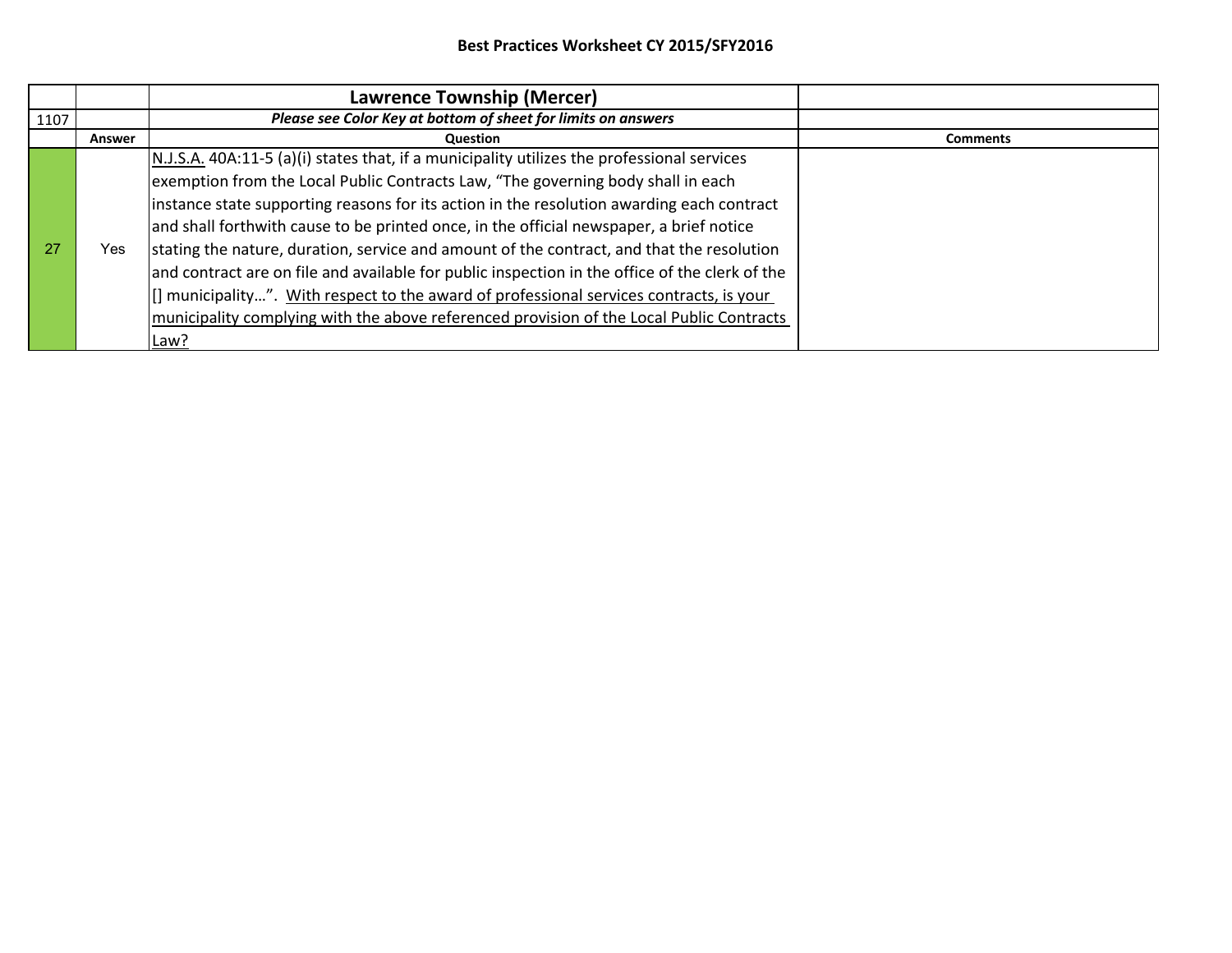**Best Practices Worksheet CY 2015/SFY2016**

| | | **Lawrence Township (Mercer)** | |
|---|---|---|---|
| 1107 | | ***Please see Color Key at bottom of sheet for limits on answers*** | |
| | **Answer** | **Question** | **Comments** |
| 27 | Yes | N.J.S.A. 40A:11-5 (a)(i) states that, if a municipality utilizes the professional services exemption from the Local Public Contracts Law, "The governing body shall in each instance state supporting reasons for its action in the resolution awarding each contract and shall forthwith cause to be printed once, in the official newspaper, a brief notice stating the nature, duration, service and amount of the contract, and that the resolution and contract are on file and available for public inspection in the office of the clerk of the [] municipality…". With respect to the award of professional services contracts, is your municipality complying with the above referenced provision of the Local Public Contracts Law? | |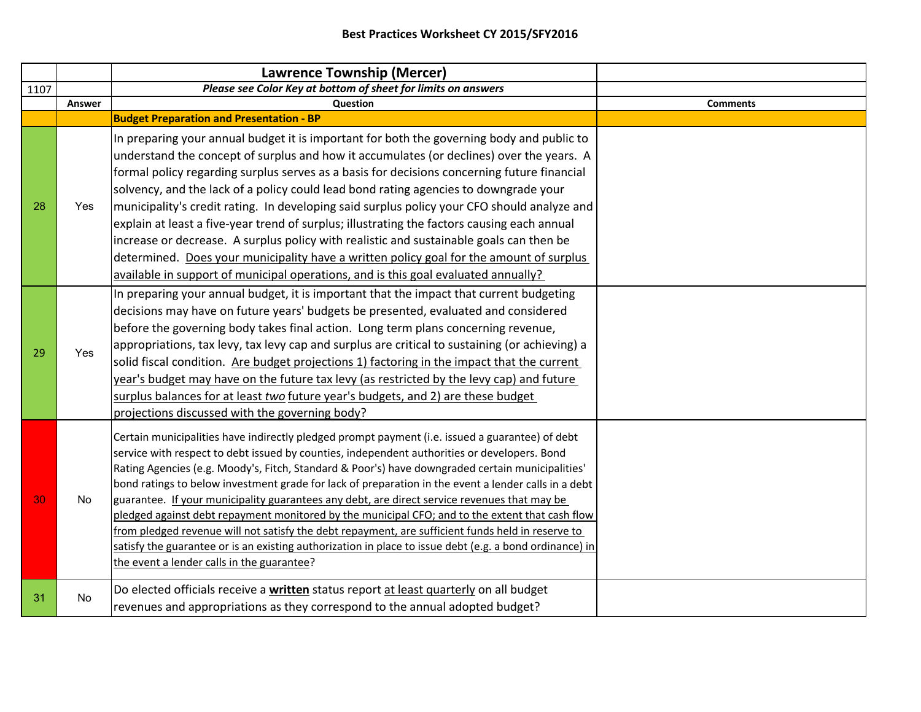**Best Practices Worksheet CY 2015/SFY2016**

| | | Lawrence Township (Mercer) | |
|---|---|---|---|
| 1107 | | *Please see Color Key at bottom of sheet for limits on answers* | |
| | **Answer** | **Question** | **Comments** |
| | | **Budget Preparation and Presentation - BP** | |
| 28 | Yes | In preparing your annual budget it is important for both the governing body and public to understand the concept of surplus and how it accumulates (or declines) over the years. A formal policy regarding surplus serves as a basis for decisions concerning future financial solvency, and the lack of a policy could lead bond rating agencies to downgrade your municipality's credit rating. In developing said surplus policy your CFO should analyze and explain at least a five-year trend of surplus; illustrating the factors causing each annual increase or decrease. A surplus policy with realistic and sustainable goals can then be determined. Does your municipality have a written policy goal for the amount of surplus available in support of municipal operations, and is this goal evaluated annually? | |
| 29 | Yes | In preparing your annual budget, it is important that the impact that current budgeting decisions may have on future years' budgets be presented, evaluated and considered before the governing body takes final action. Long term plans concerning revenue, appropriations, tax levy, tax levy cap and surplus are critical to sustaining (or achieving) a solid fiscal condition. Are budget projections 1) factoring in the impact that the current year's budget may have on the future tax levy (as restricted by the levy cap) and future surplus balances for at least *two* future year's budgets, and 2) are these budget projections discussed with the governing body? | |
| 30 | No | Certain municipalities have indirectly pledged prompt payment (i.e. issued a guarantee) of debt service with respect to debt issued by counties, independent authorities or developers. Bond Rating Agencies (e.g. Moody's, Fitch, Standard & Poor's) have downgraded certain municipalities' bond ratings to below investment grade for lack of preparation in the event a lender calls in a debt guarantee. If your municipality guarantees any debt, are direct service revenues that may be pledged against debt repayment monitored by the municipal CFO; and to the extent that cash flow from pledged revenue will not satisfy the debt repayment, are sufficient funds held in reserve to satisfy the guarantee or is an existing authorization in place to issue debt (e.g. a bond ordinance) in the event a lender calls in the guarantee? | |
| 31 | No | Do elected officials receive a **written** status report at least quarterly on all budget revenues and appropriations as they correspond to the annual adopted budget? | |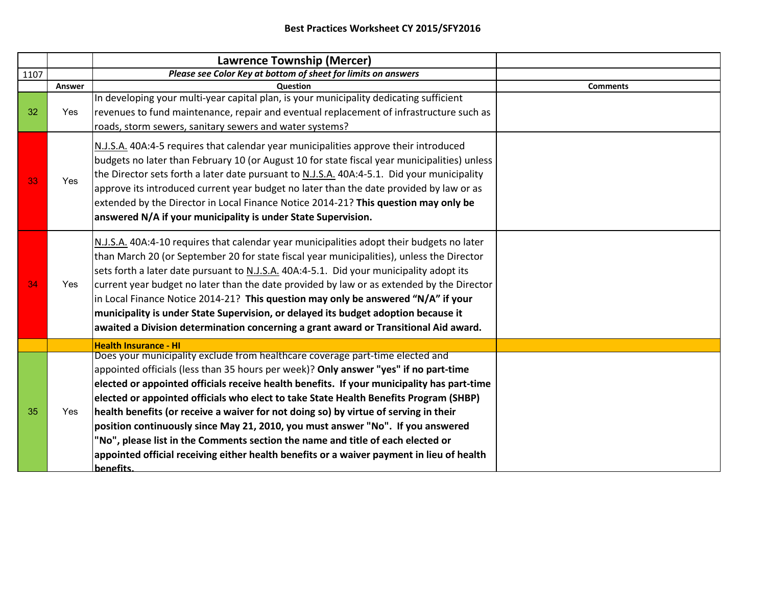**Best Practices Worksheet CY 2015/SFY2016**

| | | **Lawrence Township (Mercer)** | |
|---|---|---|---|
| 1107 | | ***Please see Color Key at bottom of sheet for limits on answers*** | |
| | **Answer** | **Question** | **Comments** |
| 32 | Yes | In developing your multi-year capital plan, is your municipality dedicating sufficient revenues to fund maintenance, repair and eventual replacement of infrastructure such as roads, storm sewers, sanitary sewers and water systems? | |
| 33 | Yes | N.J.S.A. 40A:4-5 requires that calendar year municipalities approve their introduced budgets no later than February 10 (or August 10 for state fiscal year municipalities) unless the Director sets forth a later date pursuant to N.J.S.A. 40A:4-5.1. Did your municipality approve its introduced current year budget no later than the date provided by law or as extended by the Director in Local Finance Notice 2014-21? **This question may only be answered N/A if your municipality is under State Supervision.** | |
| 34 | Yes | N.J.S.A. 40A:4-10 requires that calendar year municipalities adopt their budgets no later than March 20 (or September 20 for state fiscal year municipalities), unless the Director sets forth a later date pursuant to N.J.S.A. 40A:4-5.1. Did your municipality adopt its current year budget no later than the date provided by law or as extended by the Director in Local Finance Notice 2014-21? **This question may only be answered "N/A" if your municipality is under State Supervision, or delayed its budget adoption because it awaited a Division determination concerning a grant award or Transitional Aid award.** | |
| | | **Health Insurance - HI** | |
| 35 | Yes | Does your municipality exclude from healthcare coverage part-time elected and appointed officials (less than 35 hours per week)? **Only answer "yes" if no part-time elected or appointed officials receive health benefits. If your municipality has part-time elected or appointed officials who elect to take State Health Benefits Program (SHBP) health benefits (or receive a waiver for not doing so) by virtue of serving in their position continuously since May 21, 2010, you must answer "No". If you answered "No", please list in the Comments section the name and title of each elected or appointed official receiving either health benefits or a waiver payment in lieu of health benefits.** | |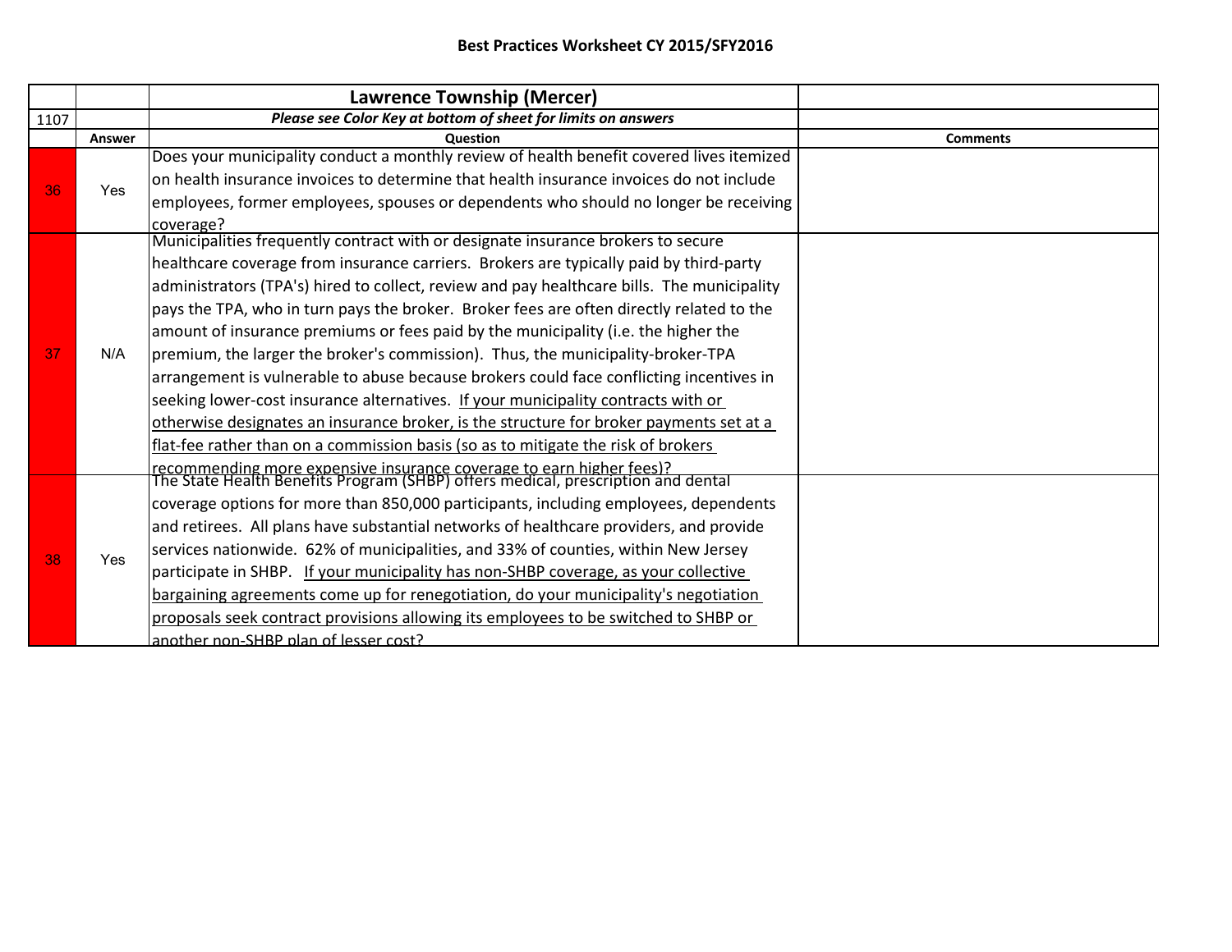## Best Practices Worksheet CY 2015/SFY2016

| | | Lawrence Township (Mercer) | |
|---|---|---|---|
| 1107 | | *Please see Color Key at bottom of sheet for limits on answers* | |
| | **Answer** | **Question** | **Comments** |
| 36 | Yes | Does your municipality conduct a monthly review of health benefit covered lives itemized on health insurance invoices to determine that health insurance invoices do not include employees, former employees, spouses or dependents who should no longer be receiving coverage? | |
| 37 | N/A | Municipalities frequently contract with or designate insurance brokers to secure healthcare coverage from insurance carriers. Brokers are typically paid by third-party administrators (TPA's) hired to collect, review and pay healthcare bills. The municipality pays the TPA, who in turn pays the broker. Broker fees are often directly related to the amount of insurance premiums or fees paid by the municipality (i.e. the higher the premium, the larger the broker's commission). Thus, the municipality-broker-TPA arrangement is vulnerable to abuse because brokers could face conflicting incentives in seeking lower-cost insurance alternatives. If your municipality contracts with or otherwise designates an insurance broker, is the structure for broker payments set at a flat-fee rather than on a commission basis (so as to mitigate the risk of brokers recommending more expensive insurance coverage to earn higher fees)? | |
| 38 | Yes | The State Health Benefits Program (SHBP) offers medical, prescription and dental coverage options for more than 850,000 participants, including employees, dependents and retirees. All plans have substantial networks of healthcare providers, and provide services nationwide. 62% of municipalities, and 33% of counties, within New Jersey participate in SHBP. If your municipality has non-SHBP coverage, as your collective bargaining agreements come up for renegotiation, do your municipality's negotiation proposals seek contract provisions allowing its employees to be switched to SHBP or another non-SHBP plan of lesser cost? | |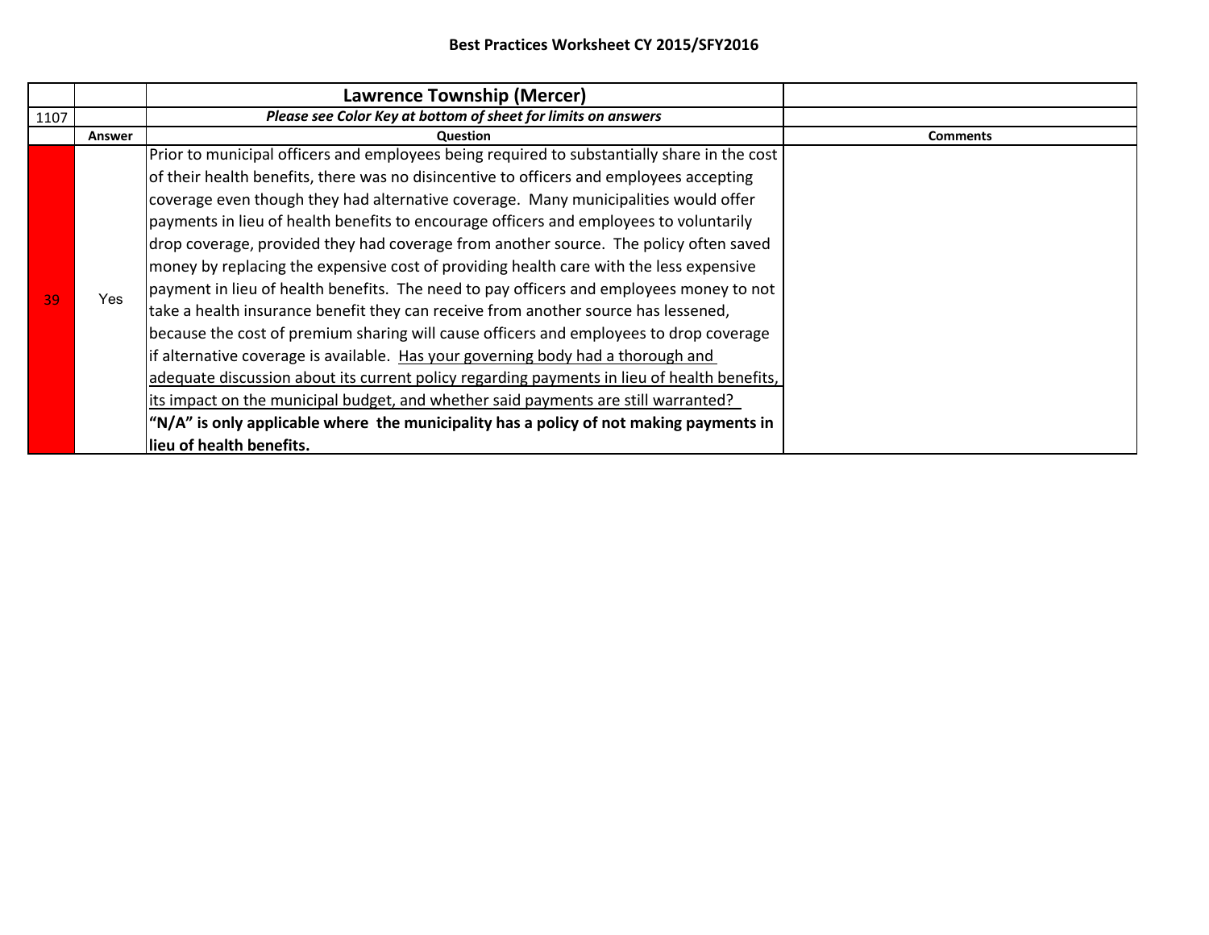## Best Practices Worksheet CY 2015/SFY2016

| | | **Lawrence Township (Mercer)** | |
|---|---|---|---|
| 1107 | | ***Please see Color Key at bottom of sheet for limits on answers*** | |
| | **Answer** | **Question** | **Comments** |
| 39 | Yes | Prior to municipal officers and employees being required to substantially share in the cost of their health benefits, there was no disincentive to officers and employees accepting coverage even though they had alternative coverage. Many municipalities would offer payments in lieu of health benefits to encourage officers and employees to voluntarily drop coverage, provided they had coverage from another source. The policy often saved money by replacing the expensive cost of providing health care with the less expensive payment in lieu of health benefits. The need to pay officers and employees money to not take a health insurance benefit they can receive from another source has lessened, because the cost of premium sharing will cause officers and employees to drop coverage if alternative coverage is available. <u>Has your governing body had a thorough and adequate discussion about its current policy regarding payments in lieu of health benefits, its impact on the municipal budget, and whether said payments are still warranted?</u> **"N/A" is only applicable where the municipality has a policy of not making payments in lieu of health benefits.** | |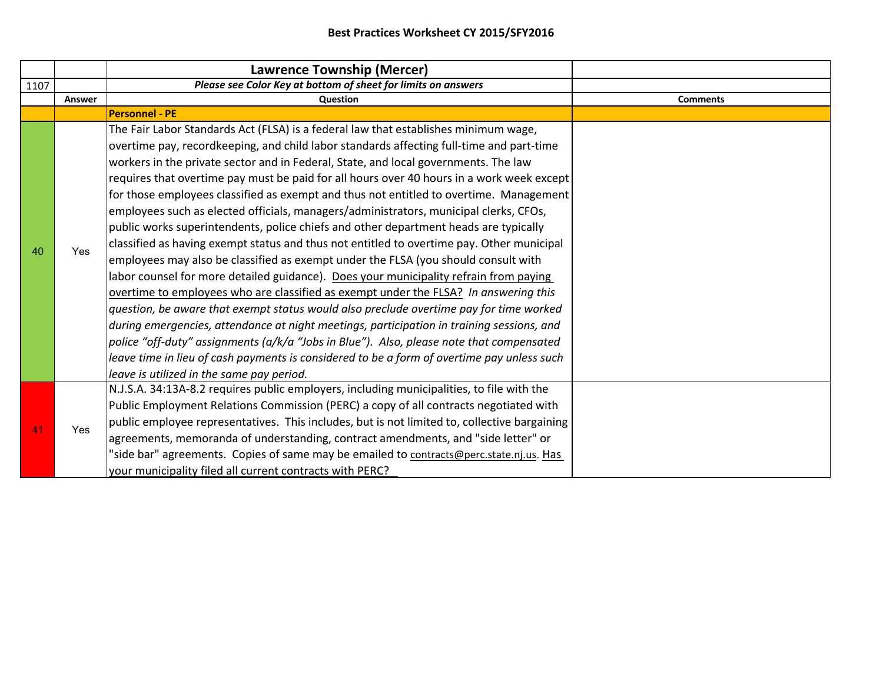**Best Practices Worksheet CY 2015/SFY2016**

| | | Lawrence Township (Mercer) | |
|---|---|---|---|
| 1107 | | ***Please see Color Key at bottom of sheet for limits on answers*** | |
| | **Answer** | **Question** | **Comments** |
| | | **Personnel - PE** | |
| 40 | Yes | The Fair Labor Standards Act (FLSA) is a federal law that establishes minimum wage, overtime pay, recordkeeping, and child labor standards affecting full-time and part-time workers in the private sector and in Federal, State, and local governments. The law requires that overtime pay must be paid for all hours over 40 hours in a work week except for those employees classified as exempt and thus not entitled to overtime. Management employees such as elected officials, managers/administrators, municipal clerks, CFOs, public works superintendents, police chiefs and other department heads are typically classified as having exempt status and thus not entitled to overtime pay. Other municipal employees may also be classified as exempt under the FLSA (you should consult with labor counsel for more detailed guidance). Does your municipality refrain from paying overtime to employees who are classified as exempt under the FLSA? *In answering this question, be aware that exempt status would also preclude overtime pay for time worked during emergencies, attendance at night meetings, participation in training sessions, and police "off-duty" assignments (a/k/a "Jobs in Blue"). Also, please note that compensated leave time in lieu of cash payments is considered to be a form of overtime pay unless such leave is utilized in the same pay period.* | |
| 41 | Yes | N.J.S.A. 34:13A-8.2 requires public employers, including municipalities, to file with the Public Employment Relations Commission (PERC) a copy of all contracts negotiated with public employee representatives. This includes, but is not limited to, collective bargaining agreements, memoranda of understanding, contract amendments, and "side letter" or "side bar" agreements. Copies of same may be emailed to contracts@perc.state.nj.us. Has your municipality filed all current contracts with PERC? | |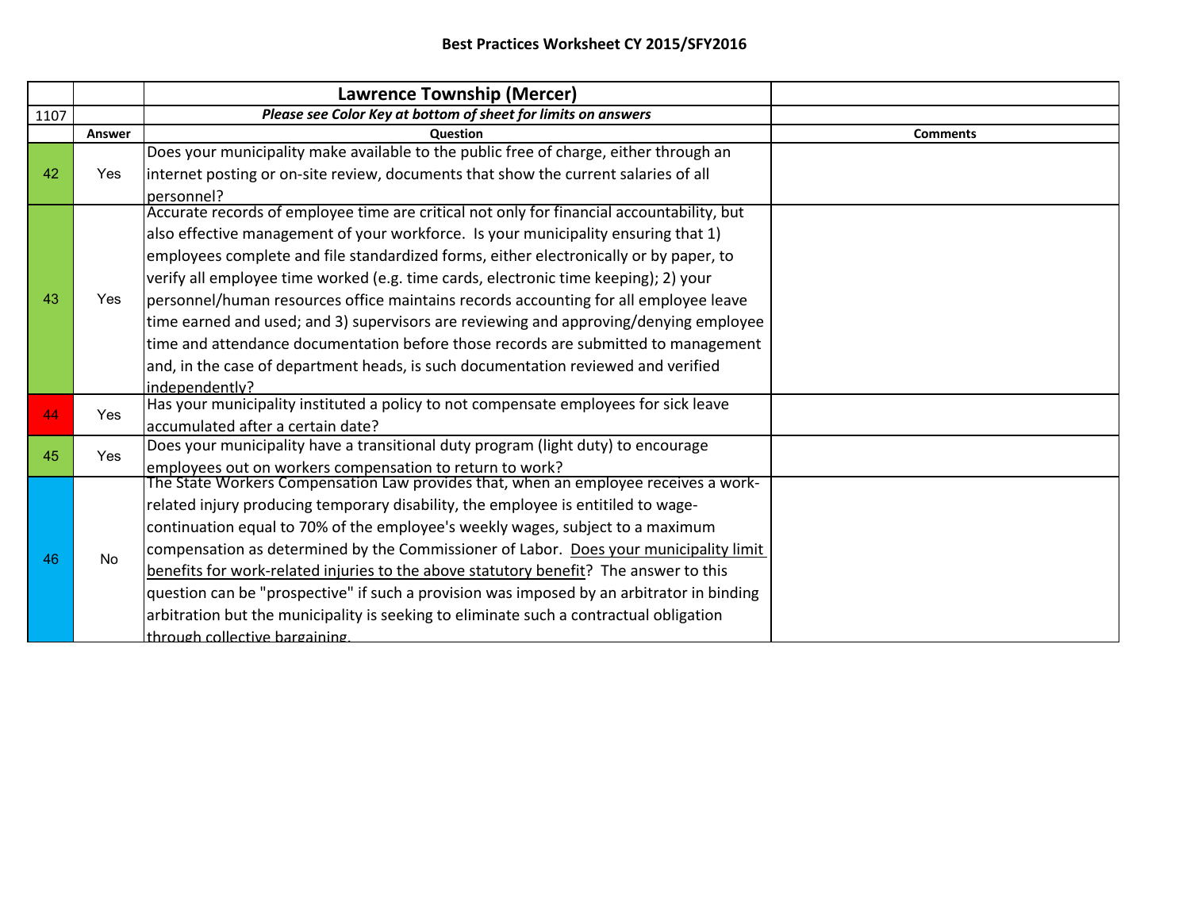## Best Practices Worksheet CY 2015/SFY2016

| | | **Lawrence Township (Mercer)** | |
|---|---|---|---|
| 1107 | | ***Please see Color Key at bottom of sheet for limits on answers*** | |
| | **Answer** | **Question** | **Comments** |
| 42 | Yes | Does your municipality make available to the public free of charge, either through an internet posting or on-site review, documents that show the current salaries of all personnel? | |
| 43 | Yes | Accurate records of employee time are critical not only for financial accountability, but also effective management of your workforce. Is your municipality ensuring that 1) employees complete and file standardized forms, either electronically or by paper, to verify all employee time worked (e.g. time cards, electronic time keeping); 2) your personnel/human resources office maintains records accounting for all employee leave time earned and used; and 3) supervisors are reviewing and approving/denying employee time and attendance documentation before those records are submitted to management and, in the case of department heads, is such documentation reviewed and verified independently? | |
| 44 | Yes | Has your municipality instituted a policy to not compensate employees for sick leave accumulated after a certain date? | |
| 45 | Yes | Does your municipality have a transitional duty program (light duty) to encourage employees out on workers compensation to return to work? | |
| 46 | No | The State Workers Compensation Law provides that, when an employee receives a work-related injury producing temporary disability, the employee is entitiled to wage-continuation equal to 70% of the employee's weekly wages, subject to a maximum compensation as determined by the Commissioner of Labor. <u>Does your municipality limit benefits for work-related injuries to the above statutory benefit</u>? The answer to this question can be "prospective" if such a provision was imposed by an arbitrator in binding arbitration but the municipality is seeking to eliminate such a contractual obligation through collective bargaining. | |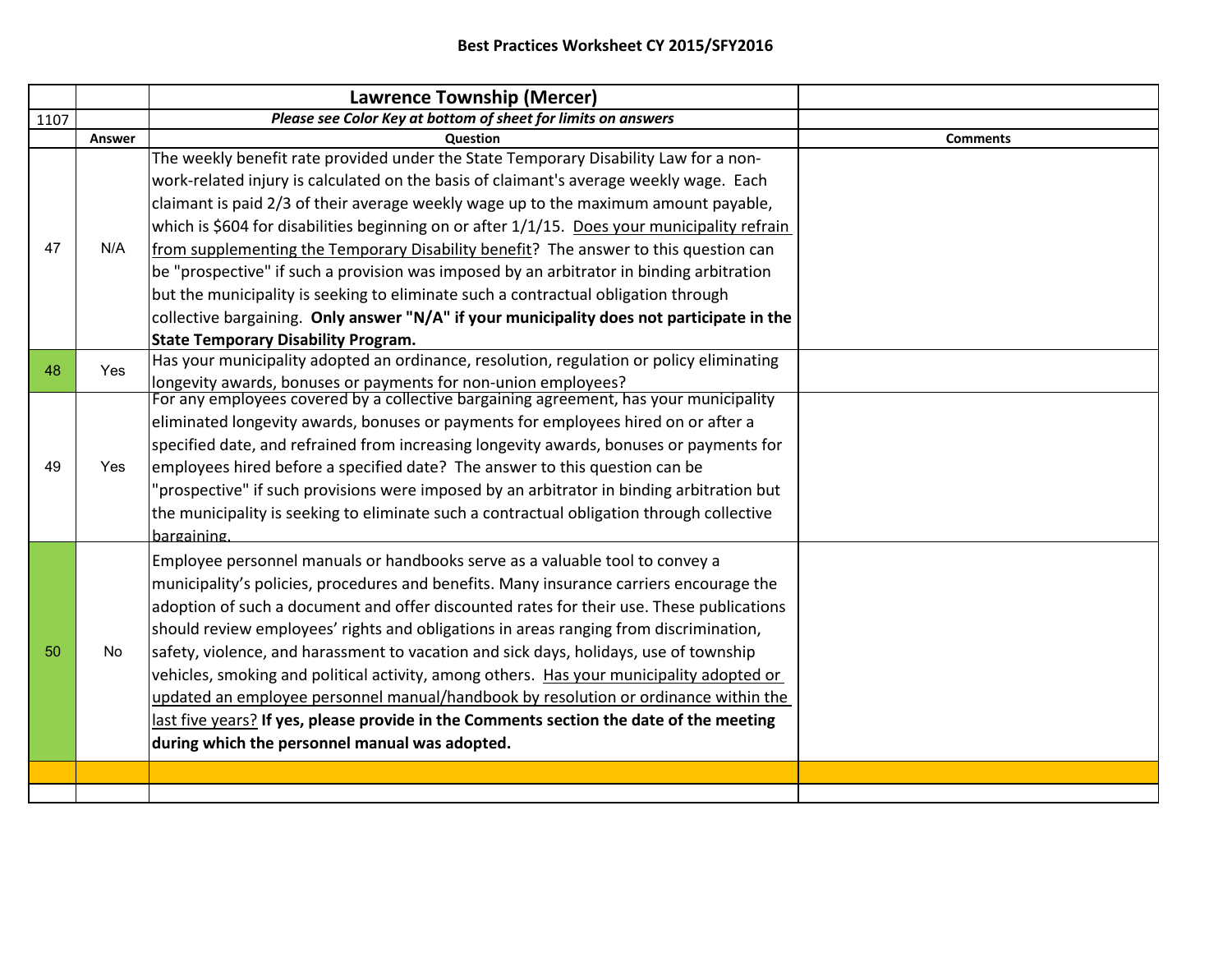## Best Practices Worksheet CY 2015/SFY2016

| | | **Lawrence Township (Mercer)** | |
|---|---|---|---|
| 1107 | | ***Please see Color Key at bottom of sheet for limits on answers*** | |
| | **Answer** | **Question** | **Comments** |
| 47 | N/A | The weekly benefit rate provided under the State Temporary Disability Law for a non-work-related injury is calculated on the basis of claimant's average weekly wage. Each claimant is paid 2/3 of their average weekly wage up to the maximum amount payable, which is $604 for disabilities beginning on or after 1/1/15. Does your municipality refrain from supplementing the Temporary Disability benefit? The answer to this question can be "prospective" if such a provision was imposed by an arbitrator in binding arbitration but the municipality is seeking to eliminate such a contractual obligation through collective bargaining. **Only answer "N/A" if your municipality does not participate in the State Temporary Disability Program.** | |
| 48 | Yes | Has your municipality adopted an ordinance, resolution, regulation or policy eliminating longevity awards, bonuses or payments for non-union employees? | |
| 49 | Yes | For any employees covered by a collective bargaining agreement, has your municipality eliminated longevity awards, bonuses or payments for employees hired on or after a specified date, and refrained from increasing longevity awards, bonuses or payments for employees hired before a specified date? The answer to this question can be "prospective" if such provisions were imposed by an arbitrator in binding arbitration but the municipality is seeking to eliminate such a contractual obligation through collective bargaining. | |
| 50 | No | Employee personnel manuals or handbooks serve as a valuable tool to convey a municipality's policies, procedures and benefits. Many insurance carriers encourage the adoption of such a document and offer discounted rates for their use. These publications should review employees' rights and obligations in areas ranging from discrimination, safety, violence, and harassment to vacation and sick days, holidays, use of township vehicles, smoking and political activity, among others. Has your municipality adopted or updated an employee personnel manual/handbook by resolution or ordinance within the last five years? **If yes, please provide in the Comments section the date of the meeting during which the personnel manual was adopted.** | |
| | | | |
| | | | |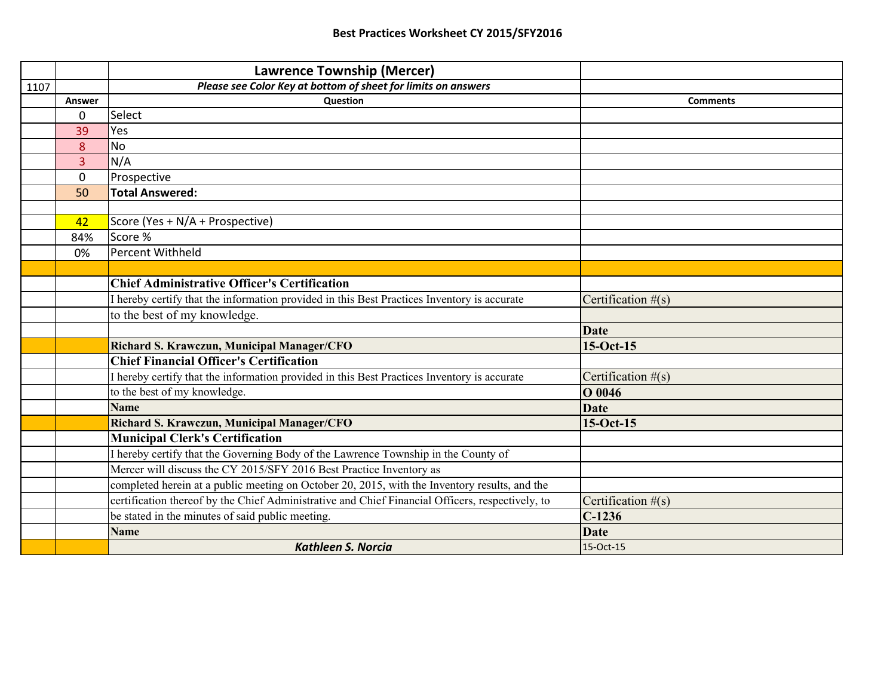# Best Practices Worksheet CY 2015/SFY2016

| | | Lawrence Township (Mercer) | |
|---|---|---|---|
| 1107 | | *Please see Color Key at bottom of sheet for limits on answers* | |
| | **Answer** | **Question** | **Comments** |
| | 0 | Select | |
| | 39 | Yes | |
| | 8 | No | |
| | 3 | N/A | |
| | 0 | Prospective | |
| | 50 | **Total Answered:** | |
| | | | |
| | 42 | Score (Yes + N/A + Prospective) | |
| | 84% | Score % | |
| | 0% | Percent Withheld | |
| | | | |
| | | **Chief Administrative Officer's Certification** | |
| | | I hereby certify that the information provided in this Best Practices Inventory is accurate | Certification #(s) |
| | | to the best of my knowledge. | |
| | | | **Date** |
| | | **Richard S. Krawczun, Municipal Manager/CFO** | **15-Oct-15** |
| | | **Chief Financial Officer's Certification** | |
| | | I hereby certify that the information provided in this Best Practices Inventory is accurate | Certification #(s) |
| | | to the best of my knowledge. | **O 0046** |
| | | **Name** | **Date** |
| | | **Richard S. Krawczun, Municipal Manager/CFO** | **15-Oct-15** |
| | | **Municipal Clerk's Certification** | |
| | | I hereby certify that the Governing Body of the Lawrence Township in the County of | |
| | | Mercer will discuss the CY 2015/SFY 2016 Best Practice Inventory as | |
| | | completed herein at a public meeting on October 20, 2015, with the Inventory results, and the | |
| | | certification thereof by the Chief Administrative and Chief Financial Officers, respectively, to | Certification #(s) |
| | | be stated in the minutes of said public meeting. | **C-1236** |
| | | **Name** | **Date** |
| | | ***Kathleen S. Norcia*** | 15-Oct-15 |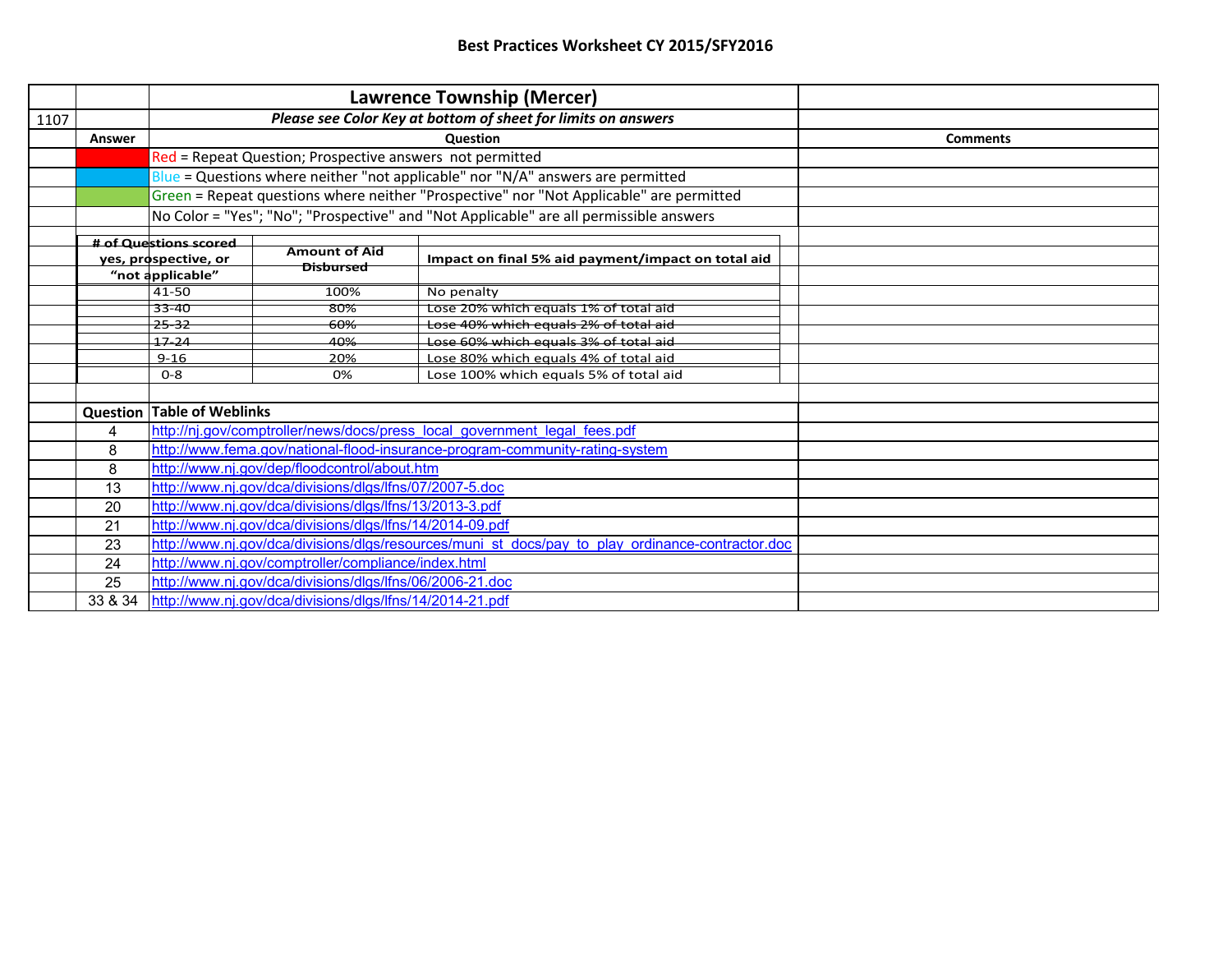## Best Practices Worksheet CY 2015/SFY2016

| | | | |
|---|---|---|---|
| | | **Lawrence Township (Mercer)** | |
| 1107 | | ***Please see Color Key at bottom of sheet for limits on answers*** | |
| | **Answer** | **Question** | **Comments** |
| | | Red = Repeat Question; Prospective answers not permitted | |
| | | Blue = Questions where neither "not applicable" nor "N/A" answers are permitted | |
| | | Green = Repeat questions where neither "Prospective" nor "Not Applicable" are permitted | |
| | | No Color = "Yes"; "No"; "Prospective" and "Not Applicable" are all permissible answers | |

| # of Questions scored yes, prospective, or "not applicable" | Amount of Aid Disbursed | Impact on final 5% aid payment/impact on total aid |
|---|---|---|
| 41-50 | 100% | No penalty |
| 33-40 | 80% | Lose 20% which equals 1% of total aid |
| 25-32 | 60% | Lose 40% which equals 2% of total aid |
| 17-24 | 40% | Lose 60% which equals 3% of total aid |
| 9-16 | 20% | Lose 80% which equals 4% of total aid |
| 0-8 | 0% | Lose 100% which equals 5% of total aid |

| Question | Table of Weblinks |
|---|---|
| 4 | http://nj.gov/comptroller/news/docs/press_local_government_legal_fees.pdf |
| 8 | http://www.fema.gov/national-flood-insurance-program-community-rating-system |
| 8 | http://www.nj.gov/dep/floodcontrol/about.htm |
| 13 | http://www.nj.gov/dca/divisions/dlgs/lfns/07/2007-5.doc |
| 20 | http://www.nj.gov/dca/divisions/dlgs/lfns/13/2013-3.pdf |
| 21 | http://www.nj.gov/dca/divisions/dlgs/lfns/14/2014-09.pdf |
| 23 | http://www.nj.gov/dca/divisions/dlgs/resources/muni_st_docs/pay_to_play_ordinance-contractor.doc |
| 24 | http://www.nj.gov/comptroller/compliance/index.html |
| 25 | http://www.nj.gov/dca/divisions/dlgs/lfns/06/2006-21.doc |
| 33 & 34 | http://www.nj.gov/dca/divisions/dlgs/lfns/14/2014-21.pdf |